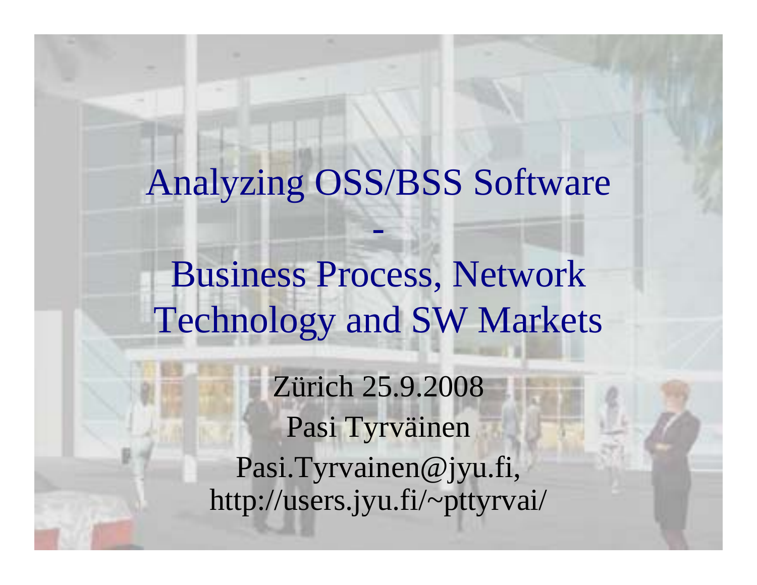# Analyzing OSS/BSS Software - Business Process, Network Technology and SW Markets

Zürich 25.9.2008

Pasi Tyrväinen

Pasi.Tyrvainen@jyu.fi,
http://users.jyu.fi/~pttyrvai/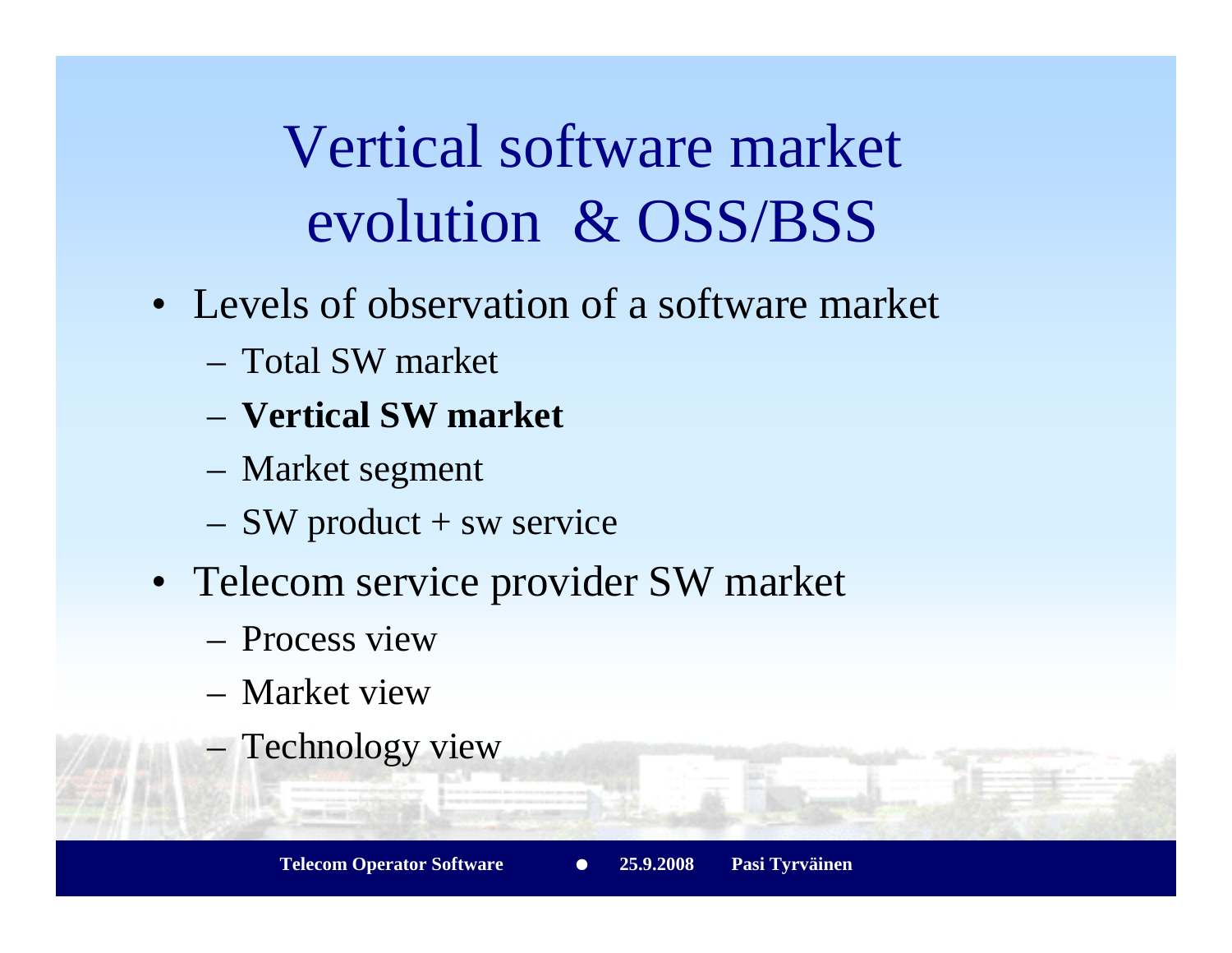# Vertical software market evolution & OSS/BSS

- Levels of observation of a software market
  - Total SW market
  - **Vertical SW market**
  - Market segment
  - SW product + sw service
- Telecom service provider SW market
  - Process view
  - Market view
  - Technology view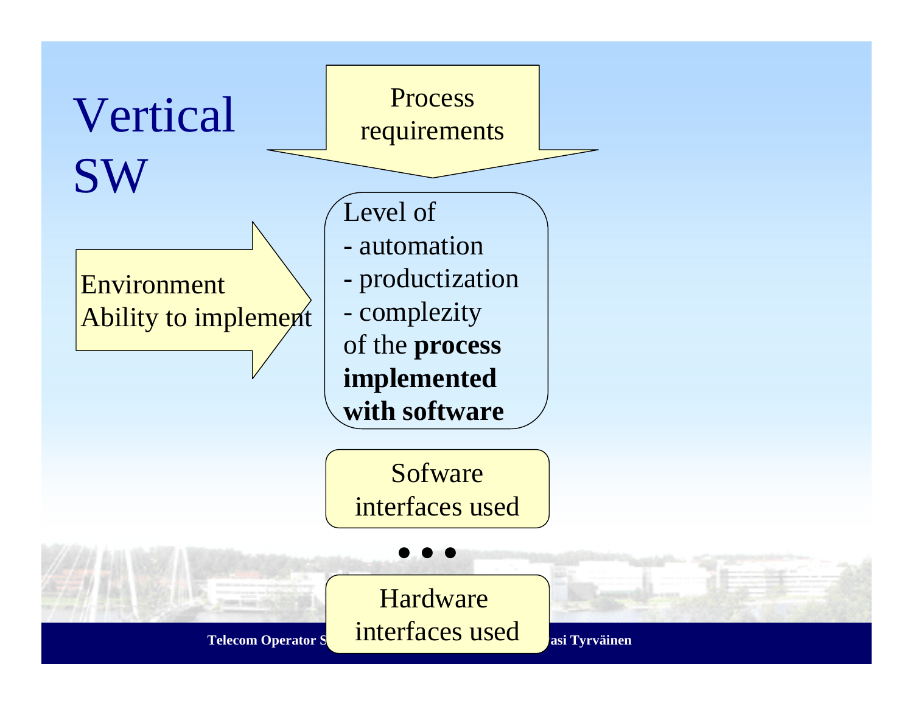# Vertical SW

Process requirements

Environment
Ability to implement

Level of
- automation
- productization
- complezity

of the **process implemented with software**

Sofware interfaces used

• • •

Hardware interfaces used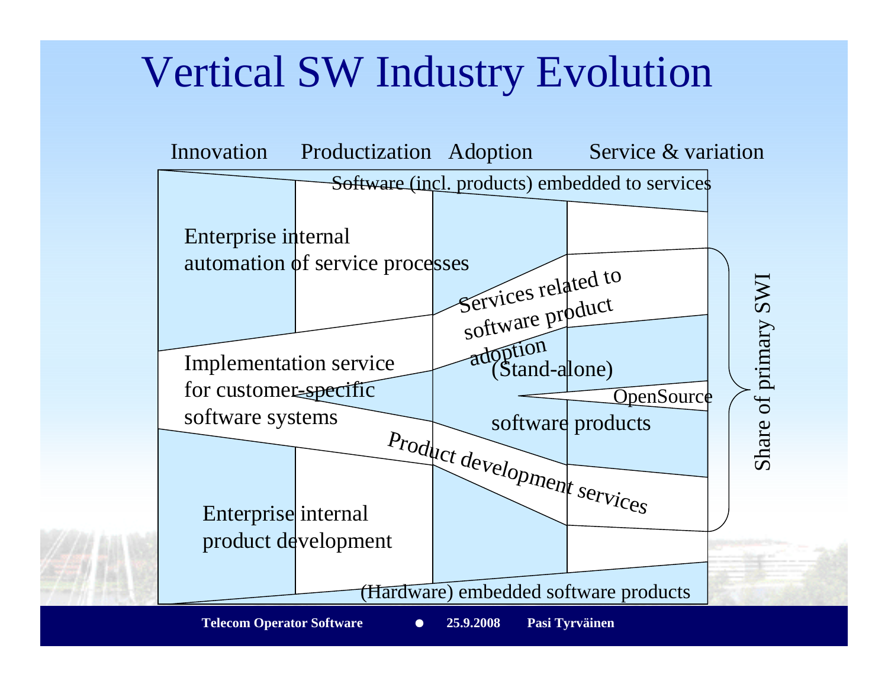# Vertical SW Industry Evolution

Innovation Productization Adoption Service & variation

Software (incl. products) embedded to services

Enterprise internal automation of service processes

Services related to software product adoption

Implementation service for customer-specific software systems

(Stand-alone)

OpenSource

software products

Product development services

Enterprise internal product development

(Hardware) embedded software products

Share of primary SWI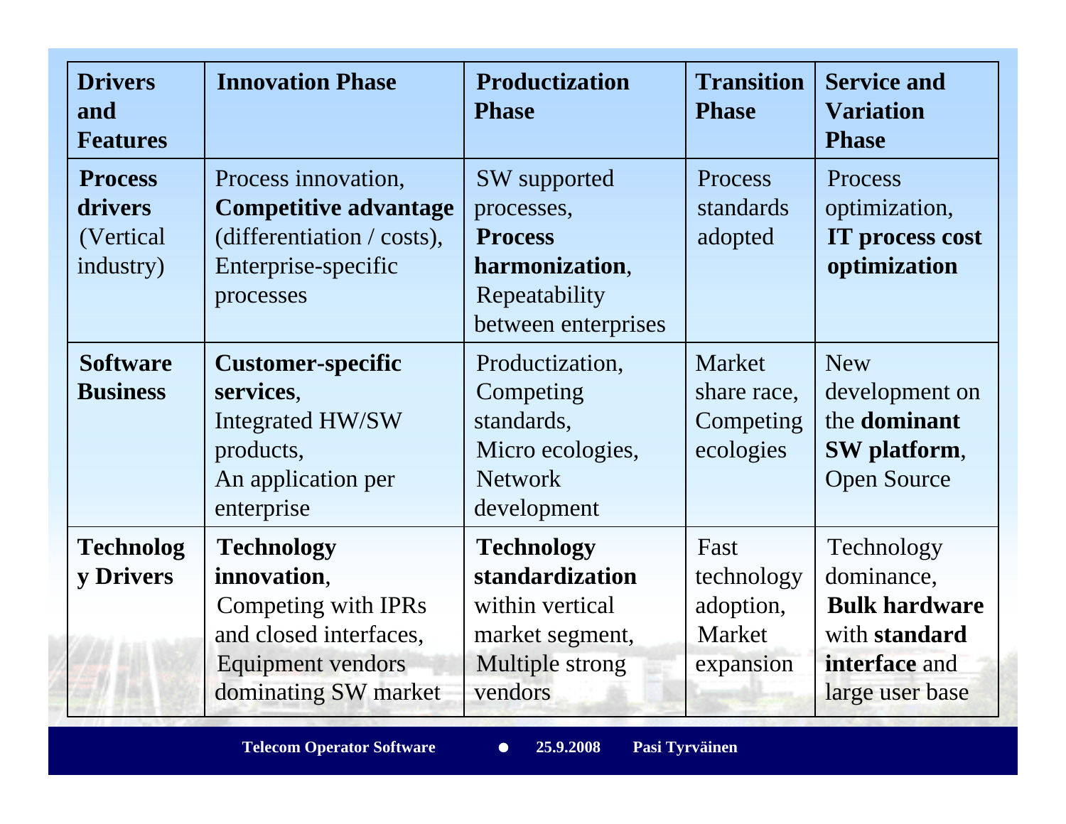| Drivers and Features | Innovation Phase | Productization Phase | Transition Phase | Service and Variation Phase |
|---|---|---|---|---|
| **Process drivers** (Vertical industry) | Process innovation, **Competitive advantage** (differentiation / costs), Enterprise-specific processes | SW supported processes, **Process harmonization**, Repeatability between enterprises | Process standards adopted | Process optimization, **IT process cost optimization** |
| **Software Business** | **Customer-specific services**, Integrated HW/SW products, An application per enterprise | Productization, Competing standards, Micro ecologies, Network development | Market share race, Competing ecologies | New development on the **dominant SW platform**, Open Source |
| **Technology Drivers** | **Technology innovation**, Competing with IPRs and closed interfaces, Equipment vendors dominating SW market | **Technology standardization** within vertical market segment, Multiple strong vendors | Fast technology adoption, Market expansion | Technology dominance, **Bulk hardware** with **standard interface** and large user base |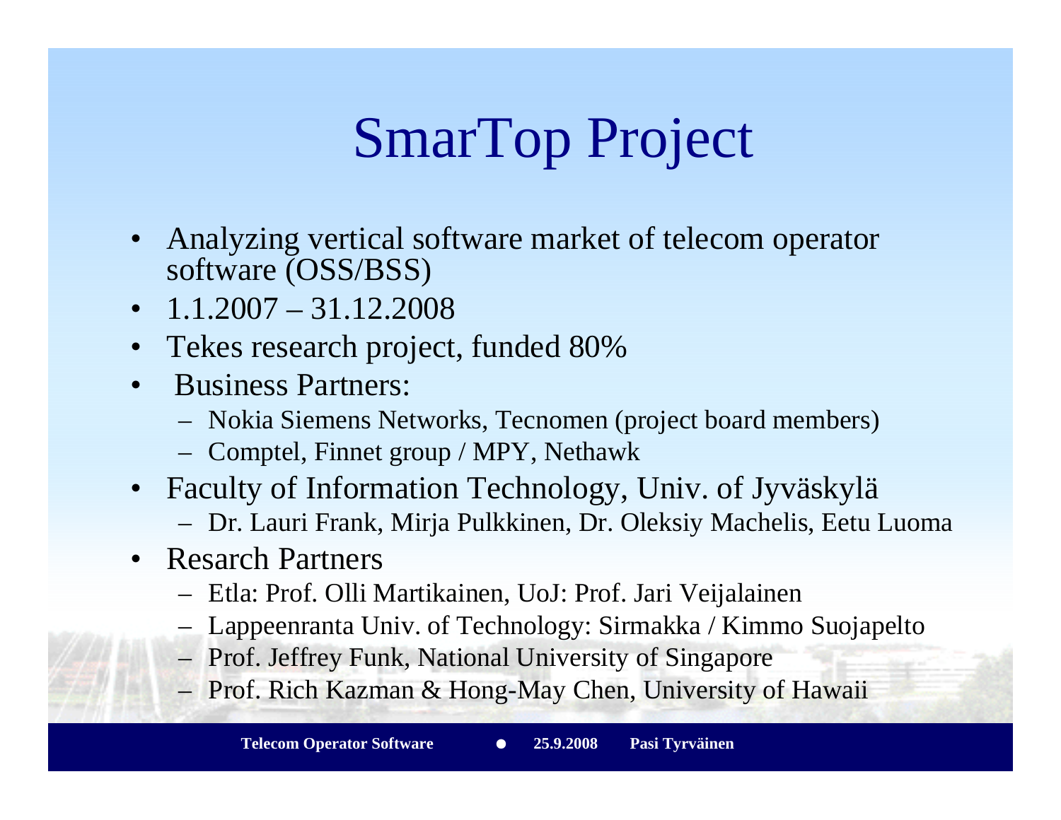# SmarTop Project

- Analyzing vertical software market of telecom operator software (OSS/BSS)
- 1.1.2007 – 31.12.2008
- Tekes research project, funded 80%
- Business Partners:
  - Nokia Siemens Networks, Tecnomen (project board members)
  - Comptel, Finnet group / MPY, Nethawk
- Faculty of Information Technology, Univ. of Jyväskylä
  - Dr. Lauri Frank, Mirja Pulkkinen, Dr. Oleksiy Machelis, Eetu Luoma
- Resarch Partners
  - Etla: Prof. Olli Martikainen, UoJ: Prof. Jari Veijalainen
  - Lappeenranta Univ. of Technology: Sirmakka / Kimmo Suojapelto
  - Prof. Jeffrey Funk, National University of Singapore
  - Prof. Rich Kazman & Hong-May Chen, University of Hawaii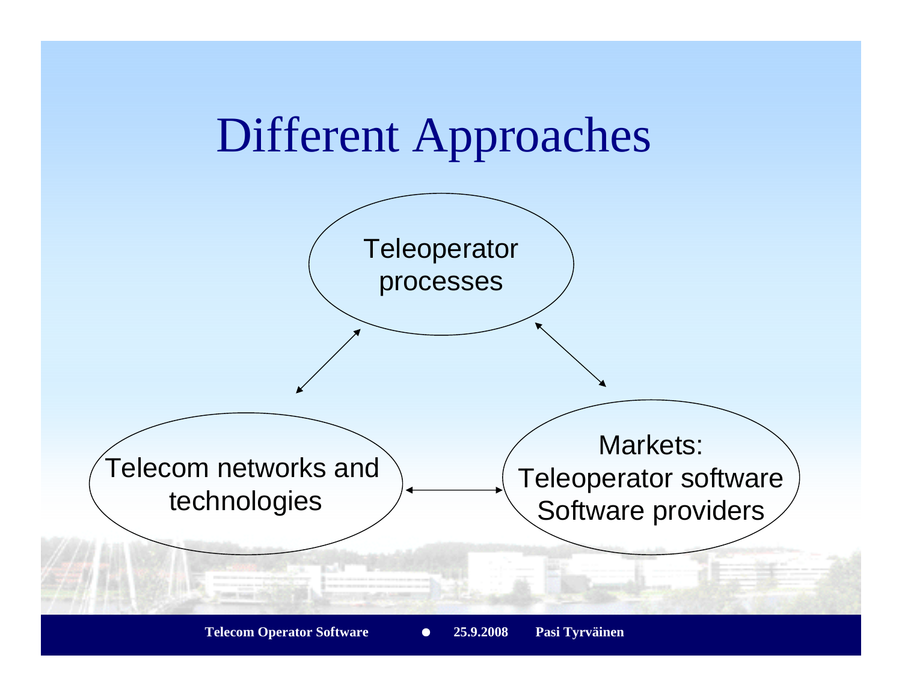# Different Approaches

Teleoperator processes

Telecom networks and technologies

Markets:
Teleoperator software
Software providers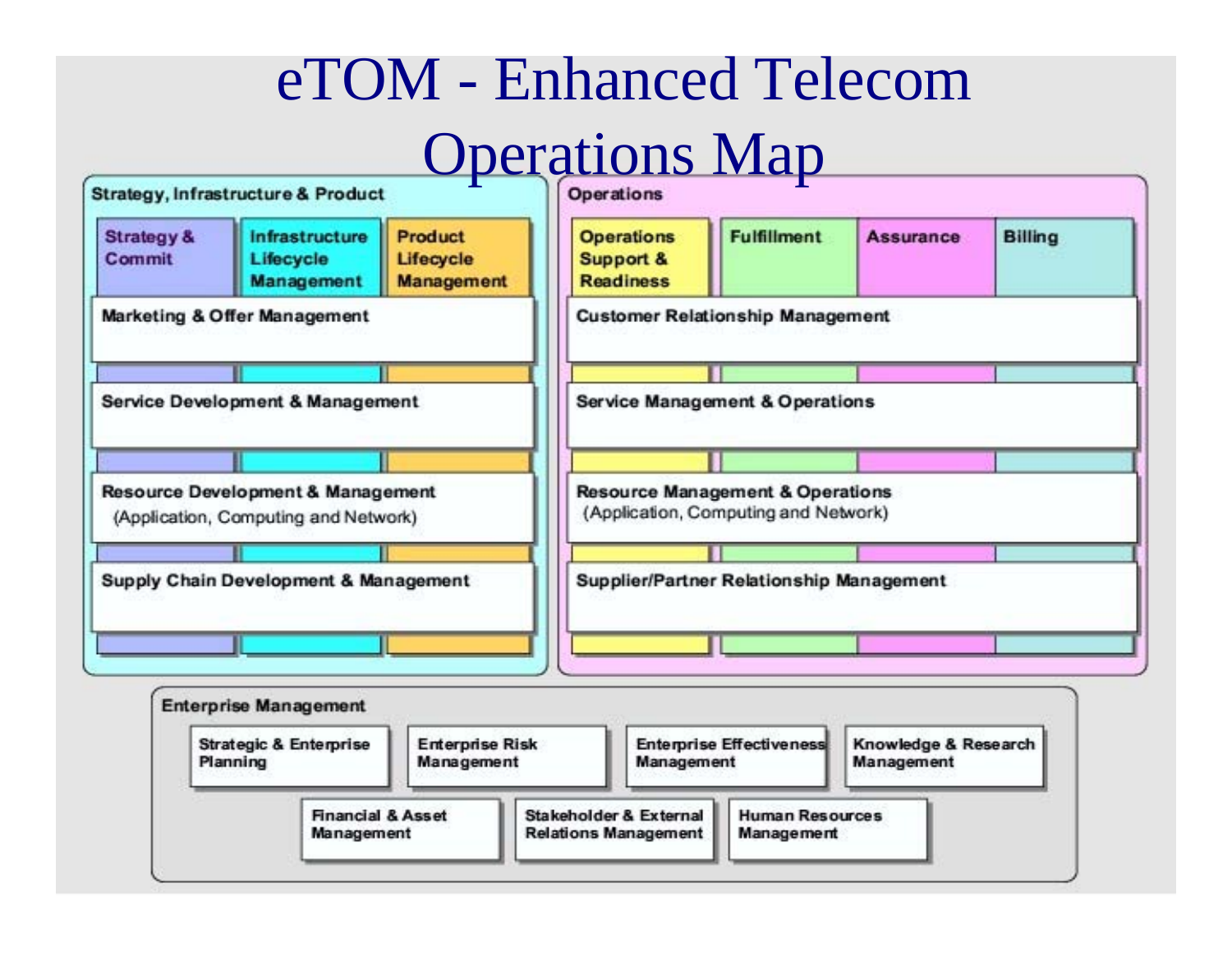# eTOM - Enhanced Telecom Operations Map

## Strategy, Infrastructure & Product

| Strategy & Commit | Infrastructure Lifecycle Management | Product Lifecycle Management |
|---|---|---|

- Marketing & Offer Management
- Service Development & Management
- Resource Development & Management (Application, Computing and Network)
- Supply Chain Development & Management

## Operations

| Operations Support & Readiness | Fulfillment | Assurance | Billing |
|---|---|---|---|

- Customer Relationship Management
- Service Management & Operations
- Resource Management & Operations (Application, Computing and Network)
- Supplier/Partner Relationship Management

## Enterprise Management

- Strategic & Enterprise Planning
- Enterprise Risk Management
- Enterprise Effectiveness Management
- Knowledge & Research Management
- Financial & Asset Management
- Stakeholder & External Relations Management
- Human Resources Management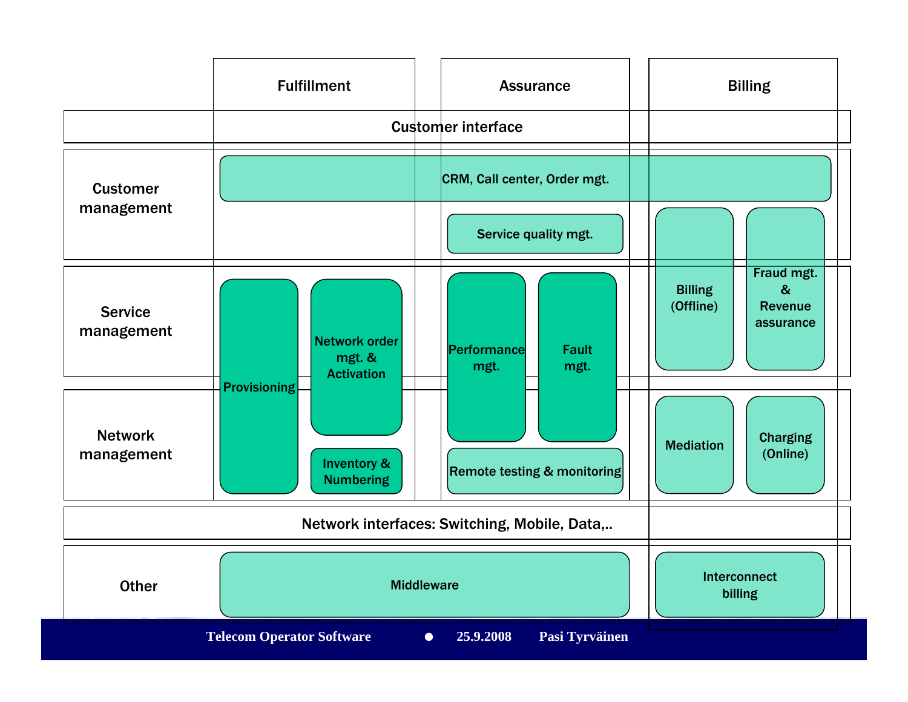| | Fulfillment | | Assurance | | Billing | |
|---|---|---|---|---|---|---|
| | Customer interface | | | | | |
| Customer management | CRM, Call center, Order mgt. | | | | | |
| | | | Service quality mgt. | | | |
| Service management | Provisioning | Network order mgt. & Activation | Performance mgt. | Fault mgt. | Billing (Offline) | Fraud mgt. & Revenue assurance |
| Network management | | Inventory & Numbering | Remote testing & monitoring | | Mediation | Charging (Online) |
| | Network interfaces: Switching, Mobile, Data,.. | | | | | |
| Other | Middleware | | | | Interconnect billing | |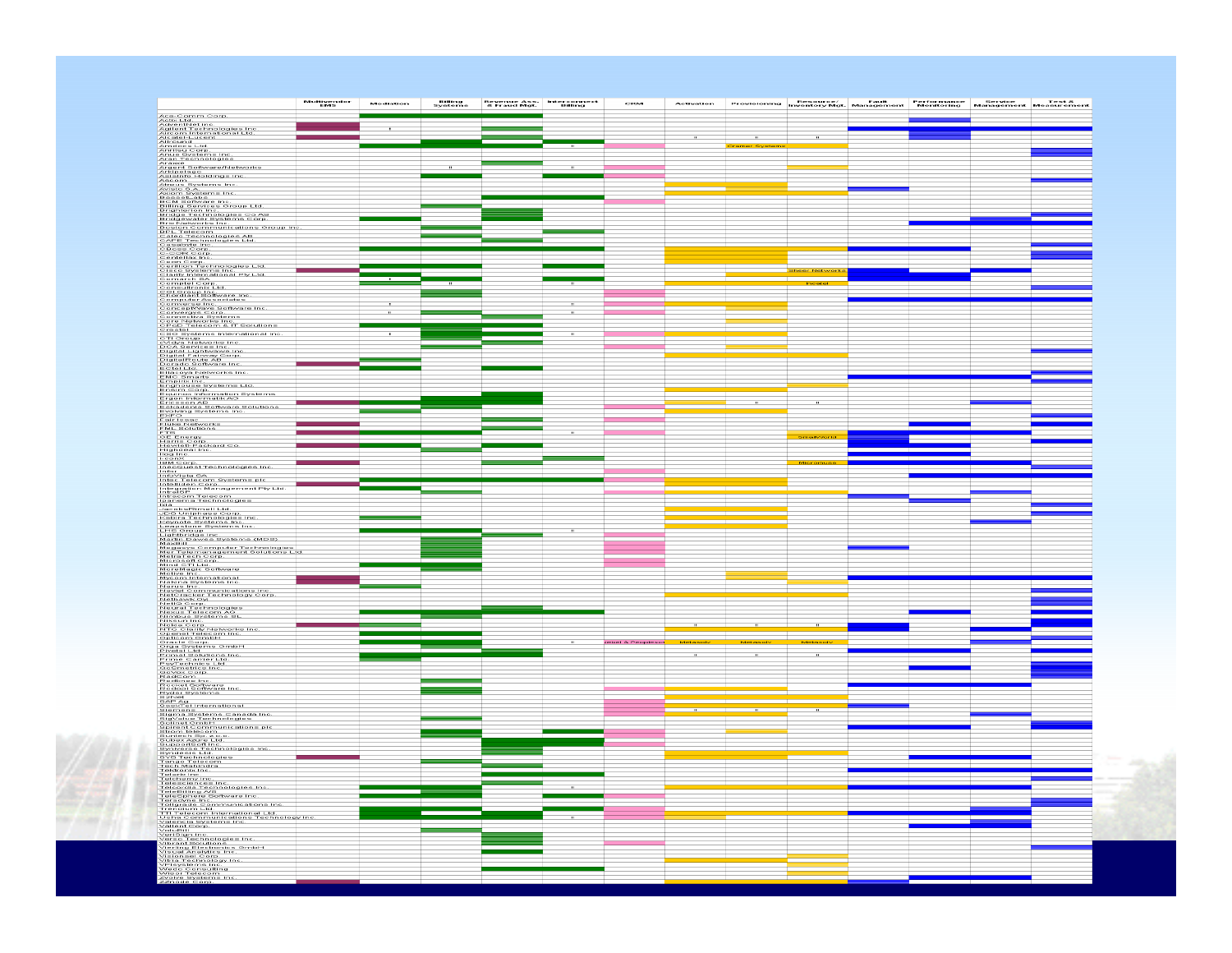| | Multivendor EMS | Mediation | Billing Systems | Revenue Ass. & Fraud Mgt. | Interconnect Billing | CRM | Activation | Provisioning | Resource/ Inventory Mgt. | Fault Management | Performance Monitoring | Service Management | Test & Measurement |
|---|---|---|---|---|---|---|---|---|---|---|---|---|---|
| Ace-Comm Corp. | | | | | | | | | | | | | |
| Acta Ltd. | | | | | | | | | | | | | |
| AdventNet Inc. | | | | | | | | | | | | | |
| Agilent Technologies Inc | | | | | | | | | | | | | |
| Aircom International Ltd. | | | | | | | | | | | | | |
| Alcatel-Lucent | | | | | | | | | | | | | |
| Allround | | | | | | | | | | | | | |
| Amdocs Ltd | | | | | | | | Cramer Systems | | | | | |
| Anritsu Corp. | | | | | | | | | | | | | |
| Anue Systems Inc. | | | | | | | | | | | | | |
| Aran Technologies | | | | | | | | | | | | | |
| Araxxe | | | | | | | | | | | | | |
| Argent Software/Networks | | | | | | | | | | | | | |
| Arkipelago | | | | | | | | | | | | | |
| Asiainfo Holdings Inc | | | | | | | | | | | | | |
| Ascom | | | | | | | | | | | | | |
| Atreus Systems Inc. | | | | | | | | | | | | | |
| Avisto S.A. | | | | | | | | | | | | | |
| Axiom Systems Inc. | | | | | | | | | | | | | |
| BassetLabs | | | | | | | | | | | | | |
| BCM Software Inc. | | | | | | | | | | | | | |
| Billing Services Group Ltd. | | | | | | | | | | | | | |
| Brighterion Inc. | | | | | | | | | | | | | |
| Bridge Technologies Co AS | | | | | | | | | | | | | |
| Bridgewater Systems Corp. | | | | | | | | | | | | | |
| Brix Networks Inc. | | | | | | | | | | | | | |
| Boston Communications Group Inc. | | | | | | | | | | | | | |
| BPL Telecom | | | | | | | | | | | | | |
| Catec Technologies AB | | | | | | | | | | | | | |
| CAPE Technologies Ltd. | | | | | | | | | | | | | |
| Casabyte Inc. | | | | | | | | | | | | | |
| CBoss Corp. | | | | | | | | | | | | | |
| Cedar Corp. | | | | | | | | | | | | | |
| Centellas Inc. | | | | | | | | | | | | | |
| Ceon Corp. | | | | | | | | | | | | | |
| Cerillion Technologies Ltd. | | | | | | | | | | | | | |
| Cisco Systems Inc. | | | | | | | | | Sheer Networks | | | | |
| Clarity International Pty Ltd. | | | | | | | | | | | | | |
| Comarch SA | | | | | | | | | | | | | |
| Comptel Corp. | | | | | | | | | Incatel | | | | |
| Consultronics Ltd | | | | | | | | | | | | | |
| CSI Group Inc. | | | | | | | | | | | | | |
| Chordiant Software Inc. | | | | | | | | | | | | | |
| Computer Associates | | | | | | | | | | | | | |
| Comverse Inc. | | | | | | | | | | | | | |
| ConceptWave Software Inc. | | | | | | | | | | | | | |
| Convergys Corp. | | | | | | | | | | | | | |
| Connectiva Systems | | | | | | | | | | | | | |
| Core Networks Inc. | | | | | | | | | | | | | |
| CPqD Telecom & IT Solutions | | | | | | | | | | | | | |
| Crystal | | | | | | | | | | | | | |
| CSG Systems International Inc. | | | | | | | | | | | | | |
| CTI Group | | | | | | | | | | | | | |
| cVidya Networks Inc. | | | | | | | | | | | | | |
| DCA Services Inc. | | | | | | | | | | | | | |
| Digital Lightwave Inc. | | | | | | | | | | | | | |
| Digital Fairway Corp. | | | | | | | | | | | | | |
| DigitalRoute AB | | | | | | | | | | | | | |
| Dorado Software Inc. | | | | | | | | | | | | | |
| ECtel Ltd. | | | | | | | | | | | | | |
| Ellacoya Networks Inc. | | | | | | | | | | | | | |
| EMC Smarts | | | | | | | | | | | | | |
| Empirix Inc. | | | | | | | | | | | | | |
| Enghouse Systems Ltd. | | | | | | | | | | | | | |
| Ensim Corp. | | | | | | | | | | | | | |
| Equinox Information Systems | | | | | | | | | | | | | |
| Ergon Informatik AG | | | | | | | | | | | | | |
| Ericsson AB | | | | | | | | | | | | | |
| Eskadenia Software Solutions | | | | | | | | | | | | | |
| Evolving Systems Inc. | | | | | | | | | | | | | |
| FHFO | | | | | | | | | | | | | |
| FairIsaac | | | | | | | | | | | | | |
| Fluke Networks | | | | | | | | | | | | | |
| FML Solutions | | | | | | | | | | | | | |
| FTS | | | | | | | | | | | | | |
| GE Energy | | | | | | | | | SmallWorld | | | | |
| Harris Corp. | | | | | | | | | | | | | |
| Hewlett-Packard Co. | | | | | | | | | | | | | |
| Highdeal Inc. | | | | | | | | | | | | | |
| Ilog Inc. | | | | | | | | | | | | | |
| Iconixx | | | | | | | | | | | | | |
| IBM Corp. | | | | | | | | | Micromuse | | | | |
| IneoQuest Technologies Inc. | | | | | | | | | | | | | |
| Infor | | | | | | | | | | | | | |
| InfoVista SA | | | | | | | | | | | | | |
| Intec Telecom Systems plc | | | | | | | | | | | | | |
| Intelliden Corp. | | | | | | | | | | | | | |
| Integration Management Pty Ltd. | | | | | | | | | | | | | |
| IntelSP | | | | | | | | | | | | | |
| Intracom Telecom | | | | | | | | | | | | | |
| Ipanema Technologies | | | | | | | | | | | | | |
| Ixia | | | | | | | | | | | | | |
| JacobsRimell Ltd | | | | | | | | | | | | | |
| JDS Uniphase Corp. | | | | | | | | | | | | | |
| Kabira Technologies Inc. | | | | | | | | | | | | | |
| Keynote Systems Inc. | | | | | | | | | | | | | |
| Leapstone Systems Inc. | | | | | | | | | | | | | |
| LHS Group | | | | | | | | | | | | | |
| Lightbridge Inc. | | | | | | | | | | | | | |
| Martin Dawes Systems (MDS) | | | | | | | | | | | | | |
| MaxBill | | | | | | | | | | | | | |
| Megasys Computer Technologies | | | | | | | | | | | | | |
| MER Telemanagement Solutions Ltd. | | | | | | | | | | | | | |
| MetraTech Corp. | | | | | | | | | | | | | |
| Microsoft Corp. | | | | | | | | | | | | | |
| Mind CTI Ltd. | | | | | | | | | | | | | |
| MicroMagic Software | | | | | | | | | | | | | |
| Motive Inc. | | | | | | | | | | | | | |
| Mycom International | | | | | | | | | | | | | |
| Nakina Systems Inc. | | | | | | | | | | | | | |
| Narus Inc. | | | | | | | | | | | | | |
| Nevtel Communications Inc. | | | | | | | | | | | | | |
| Netcracker Technology Corp. | | | | | | | | | | | | | |
| NetHawk Oyj | | | | | | | | | | | | | |
| Netli Corp. | | | | | | | | | | | | | |
| Neural Technologies | | | | | | | | | | | | | |
| Nexus Telecom AG | | | | | | | | | | | | | |
| Nimbus Systems SL | | | | | | | | | | | | | |
| Nixsun Inc. | | | | | | | | | | | | | |
| Nokia Corp. | | | | | | | | | | | | | |
| NTG Clarity Networks Inc. | | | | | | | | | | | | | |
| Openet Telecom Inc. | | | | | | | | | | | | | |
| Opticom GmbH | | | | | | | | | | | | | |
| Oracle Corp. | | | | | | Siebel & Peoplesoft | Metasolv | Metasolv | Metasolv | | | | |
| Orga Systems GmbH | | | | | | | | | | | | | |
| Pivotal Ltd. | | | | | | | | | | | | | |
| Primal Solutions Inc. | | | | | | | | | | | | | |
| Prime Carrier Ltd. | | | | | | | | | | | | | |
| PsyTechnics Ltd | | | | | | | | | | | | | |
| QoSmetrics Inc. | | | | | | | | | | | | | |
| Qovia Corp. | | | | | | | | | | | | | |
| RadCom | | | | | | | | | | | | | |
| Redknee Inc. | | | | | | | | | | | | | |
| Rocket Software | | | | | | | | | | | | | |
| Redcool Software Inc. | | | | | | | | | | | | | |
| Ryder Systems | | | | | | | | | | | | | |
| S2hunt | | | | | | | | | | | | | |
| SAP AG | | | | | | | | | | | | | |
| SaskTel International | | | | | | | | | | | | | |
| Siemens | | | | | | | | | | | | | |
| Sigma Systems Canada Inc. | | | | | | | | | | | | | |
| SigValue Technologies | | | | | | | | | | | | | |
| Scinet GmbH | | | | | | | | | | | | | |
| Spirent Communications plc | | | | | | | | | | | | | |
| Stean Telecom | | | | | | | | | | | | | |
| Sunrise Sa e.c.s. | | | | | | | | | | | | | |
| Subex Azure Ltd. | | | | | | | | | | | | | |
| SupportSoft Inc. | | | | | | | | | | | | | |
| Syniverse Technologies Inc. | | | | | | | | | | | | | |
| Syndesis Ltd. | | | | | | | | | | | | | |
| SYS Technologies | | | | | | | | | | | | | |
| Tango Telecom | | | | | | | | | | | | | |
| Tech Mahindra | | | | | | | | | | | | | |
| Tektronix Inc. | | | | | | | | | | | | | |
| Telarix Inc. | | | | | | | | | | | | | |
| Telchemy Inc. | | | | | | | | | | | | | |
| Telesciences Inc. | | | | | | | | | | | | | |
| Telcordia Technologies Inc. | | | | | | | | | | | | | |
| TeleBilling AS | | | | | | | | | | | | | |
| TeleSphere Software Inc. | | | | | | | | | | | | | |
| Tekelec Inc. | | | | | | | | | | | | | |
| Tollgrade Communications Inc. | | | | | | | | | | | | | |
| Trendium Ltd | | | | | | | | | | | | | |
| TTI Telecom International Ltd | | | | | | | | | | | | | |
| Usha Communications Technology Inc | | | | | | | | | | | | | |
| Valencia Systems Inc. | | | | | | | | | | | | | |
| Vallent Corp. | | | | | | | | | | | | | |
| ValuBill | | | | | | | | | | | | | |
| VeriSign Inc. | | | | | | | | | | | | | |
| Verse Technologies Inc. | | | | | | | | | | | | | |
| Vibrant Solutions | | | | | | | | | | | | | |
| Viering Electronics GmbH | | | | | | | | | | | | | |
| Visual Analytics Inc. | | | | | | | | | | | | | |
| Visionael Corp. | | | | | | | | | | | | | |
| Vitria Technology Inc. | | | | | | | | | | | | | |
| VPIsystems Inc. | | | | | | | | | | | | | |
| Wedo Consulting | | | | | | | | | | | | | |
| Wisor Telecom | | | | | | | | | | | | | |
| Zvolve Systems Inc. | | | | | | | | | | | | | |
| ZZnode Corp. | | | | | | | | | | | | | |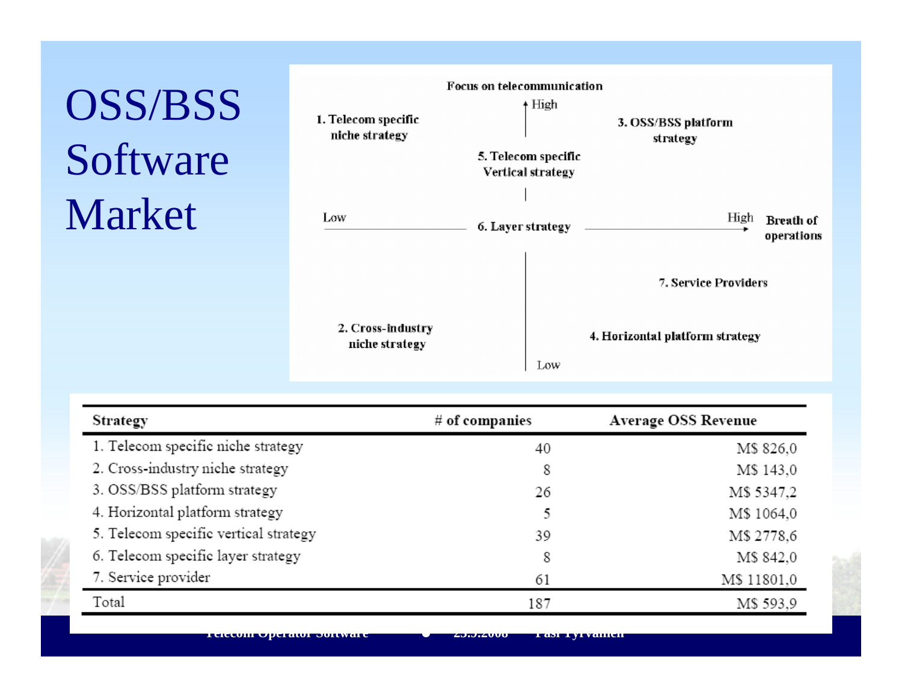# OSS/BSS Software Market

Focus on telecommunication

High

1. Telecom specific niche strategy

3. OSS/BSS platform strategy

5. Telecom specific Vertical strategy

Low — 6. Layer strategy — High Breath of operations

7. Service Providers

2. Cross-industry niche strategy

4. Horizontal platform strategy

Low

| Strategy | # of companies | Average OSS Revenue |
|---|---|---|
| 1. Telecom specific niche strategy | 40 | M$ 826,0 |
| 2. Cross-industry niche strategy | 8 | M$ 143,0 |
| 3. OSS/BSS platform strategy | 26 | M$ 5347,2 |
| 4. Horizontal platform strategy | 5 | M$ 1064,0 |
| 5. Telecom specific vertical strategy | 39 | M$ 2778,6 |
| 6. Telecom specific layer strategy | 8 | M$ 842,0 |
| 7. Service provider | 61 | M$ 11801,0 |
| Total | 187 | M$ 593,9 |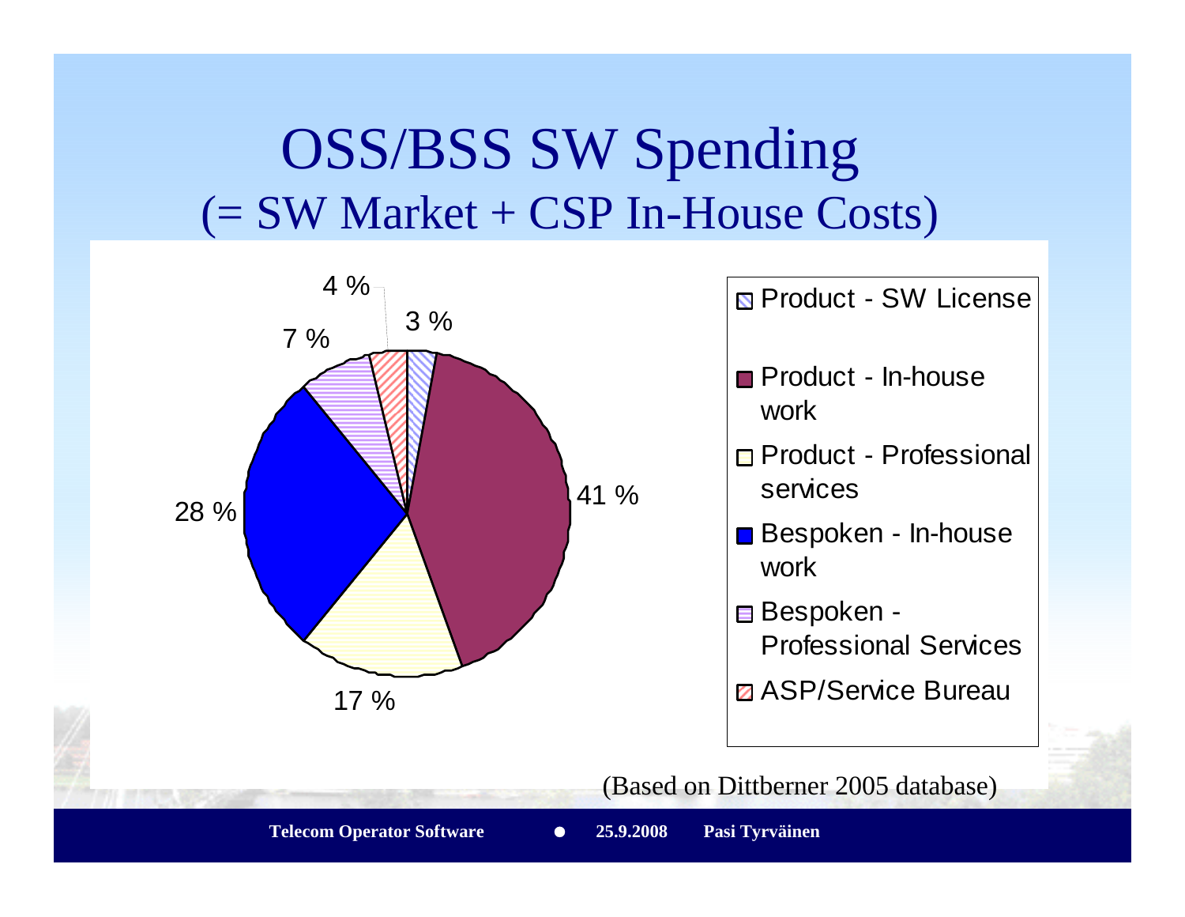# OSS/BSS SW Spending
## (= SW Market + CSP In-House Costs)

| Category | Share |
|---|---|
| Product - SW License | 3 % |
| Product - In-house work | 41 % |
| Product - Professional services | 17 % |
| Bespoken - In-house work | 28 % |
| Bespoken - Professional Services | 7 % |
| ASP/Service Bureau | 4 % |

(Based on Dittberner 2005 database)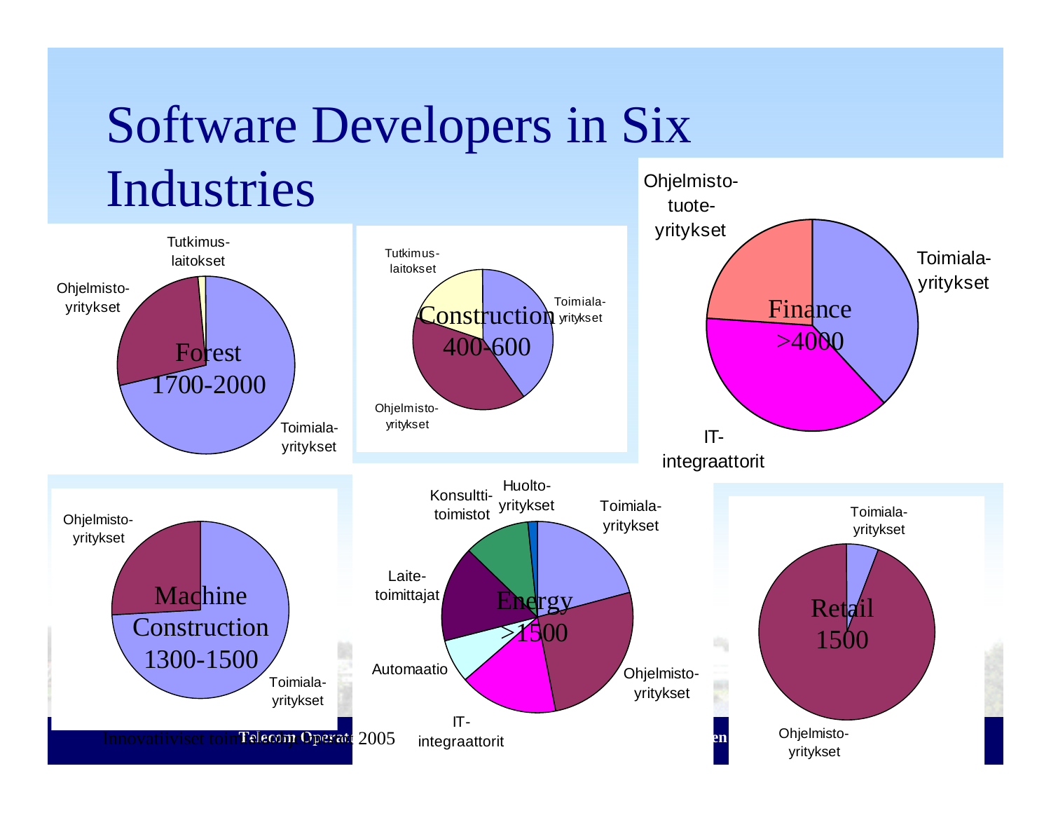# Software Developers in Six Industries

**Forest 1700-2000**
- Tutkimus-laitokset
- Ohjelmisto-yritykset
- Toimiala-yritykset

**Construction 400-600**
- Tutkimus-laitokset
- Toimiala-yritykset
- Ohjelmisto-yritykset

**Finance >4000**
- Ohjelmisto-tuote-yritykset
- Toimiala-yritykset
- IT-integraattorit

**Machine Construction 1300-1500**
- Ohjelmisto-yritykset
- Toimiala-yritykset

**Energy >1500**
- Konsultti-toimistot
- Huolto-yritykset
- Toimiala-yritykset
- Laite-toimittajat
- Automaatio
- IT-integraattorit
- Ohjelmisto-yritykset

**Retail 1500**
- Toimiala-yritykset
- Ohjelmisto-yritykset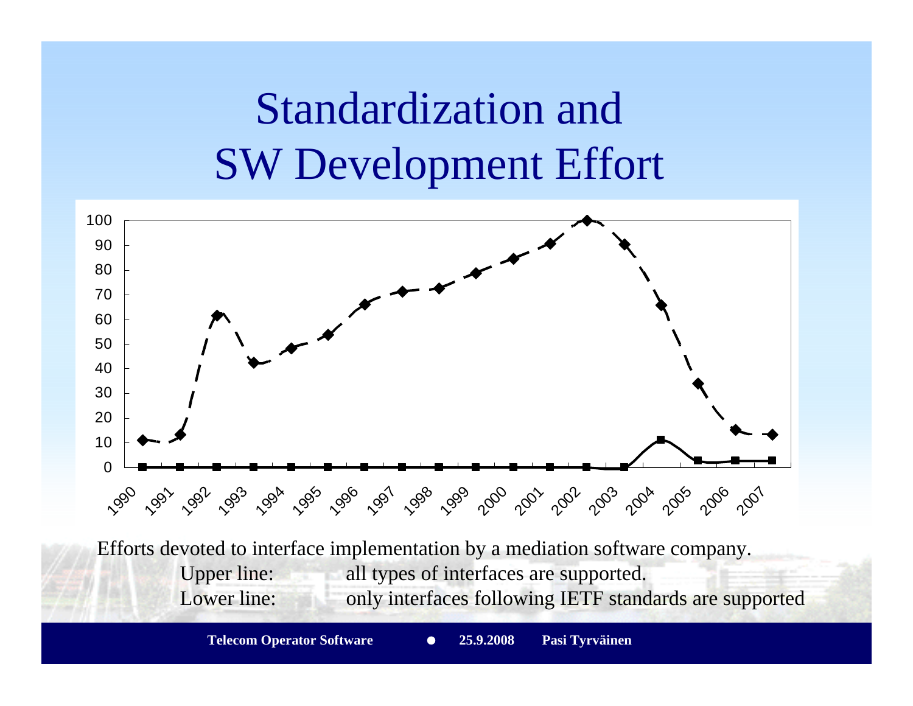# Standardization and SW Development Effort

| Year | Upper line | Lower line |
|---|---|---|
| 1990 | 11 | 0 |
| 1991 | 13 | 0 |
| 1992 | 62 | 0 |
| 1993 | 42 | 0 |
| 1994 | 48 | 0 |
| 1995 | 54 | 0 |
| 1996 | 66 | 0 |
| 1997 | 71 | 0 |
| 1998 | 73 | 0 |
| 1999 | 79 | 0 |
| 2000 | 85 | 0 |
| 2001 | 91 | 0 |
| 2002 | 100 | 0 |
| 2003 | 91 | 0 |
| 2004 | 66 | 11 |
| 2005 | 34 | 3 |
| 2006 | 15 | 3 |
| 2007 | 13 | 3 |

Efforts devoted to interface implementation by a mediation software company.

Upper line: all types of interfaces are supported.

Lower line: only interfaces following IETF standards are supported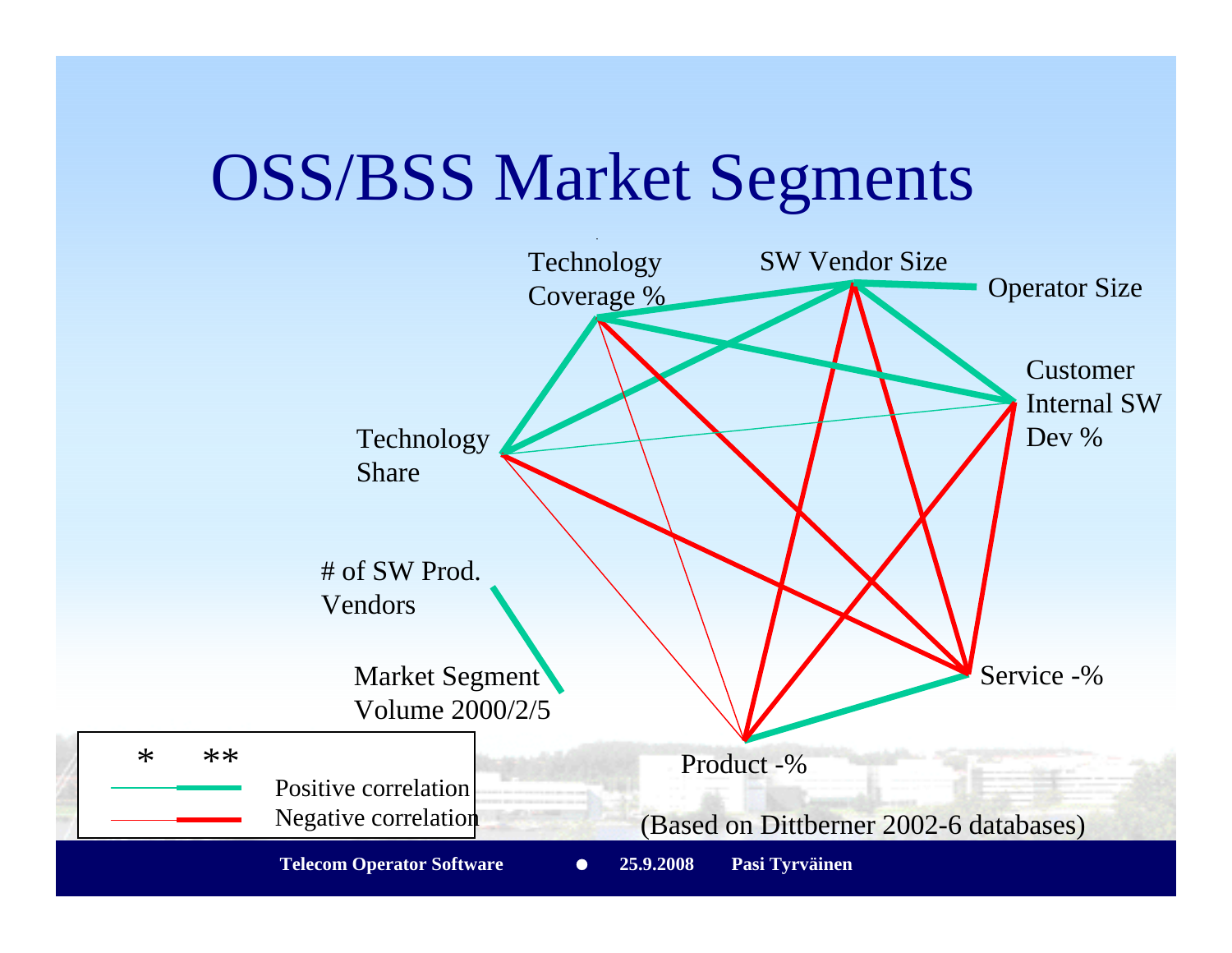# OSS/BSS Market Segments

Technology Coverage %

SW Vendor Size

Operator Size

Customer Internal SW Dev %

Technology Share

# of SW Prod. Vendors

Market Segment Volume 2000/2/5

Service -%

Product -%

| * | ** | |
|---|---|---|
| | | Positive correlation |
| | | Negative correlation |

(Based on Dittberner 2002-6 databases)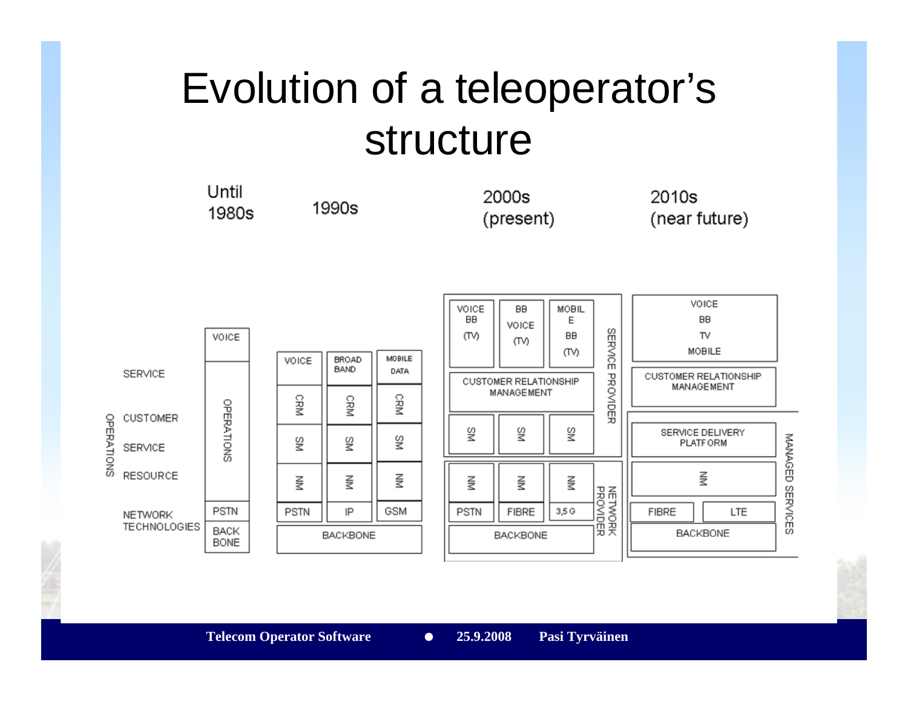# Evolution of a teleoperator's structure

**Until 1980s**

- OPERATIONS (left axis labels): SERVICE; CUSTOMER; SERVICE; RESOURCE; NETWORK TECHNOLOGIES
- VOICE
- OPERATIONS
- PSTN
- BACK BONE

**1990s**

| VOICE | BROAD BAND | MOBILE DATA |
|---|---|---|
| CRM | CRM | CRM |
| SM | SM | SM |
| NM | NM | NM |
| PSTN | IP | GSM |
| BACKBONE | | |

**2000s (present)**

SERVICE PROVIDER:

| VOICE BB (TV) | BB VOICE (TV) | MOBILE BB (TV) |
|---|---|---|
| CUSTOMER RELATIONSHIP MANAGEMENT | | |
| SM | SM | SM |

NETWORK PROVIDER:

| NM | NM | NM |
|---|---|---|
| PSTN | FIBRE | 3,5 G |
| BACKBONE | | |

**2010s (near future)**

- VOICE BB TV MOBILE
- CUSTOMER RELATIONSHIP MANAGEMENT

MANAGED SERVICES:

- SERVICE DELIVERY PLATFORM
- NM
- FIBRE | LTE
- BACKBONE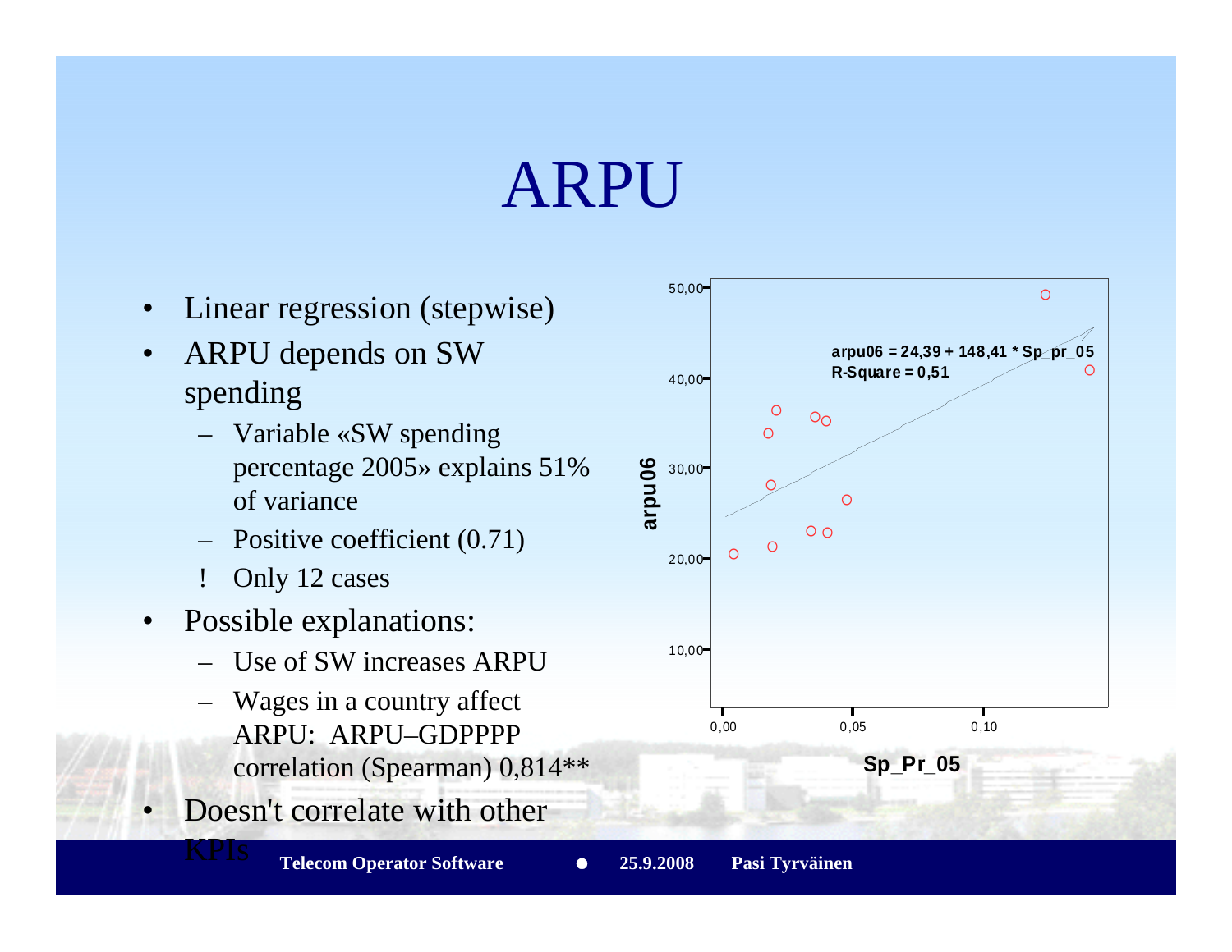# ARPU

- Linear regression (stepwise)
- ARPU depends on SW spending
  - Variable «SW spending percentage 2005» explains 51% of variance
  - Positive coefficient (0.71)
  - ! Only 12 cases
- Possible explanations:
  - Use of SW increases ARPU
  - Wages in a country affect ARPU: ARPU–GDPPPP correlation (Spearman) 0,814**
- Doesn't correlate with other KPIs

arpu06 = 24,39 + 148,41 * Sp_pr_05
R-Square = 0,51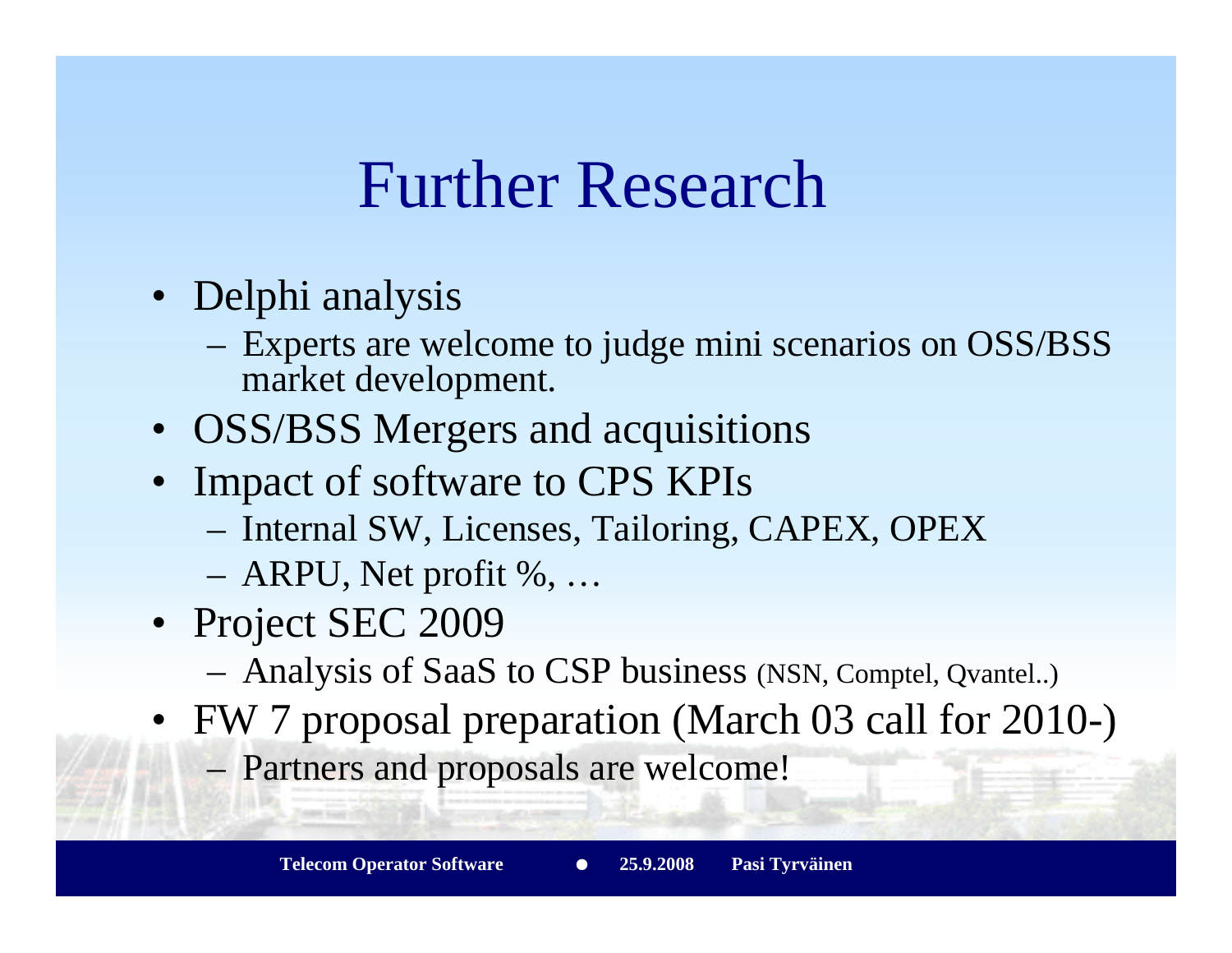# Further Research

- Delphi analysis
  - Experts are welcome to judge mini scenarios on OSS/BSS market development.
- OSS/BSS Mergers and acquisitions
- Impact of software to CPS KPIs
  - Internal SW, Licenses, Tailoring, CAPEX, OPEX
  - ARPU, Net profit %, …
- Project SEC 2009
  - Analysis of SaaS to CSP business (NSN, Comptel, Qvantel..)
- FW 7 proposal preparation (March 03 call for 2010-)
  - Partners and proposals are welcome!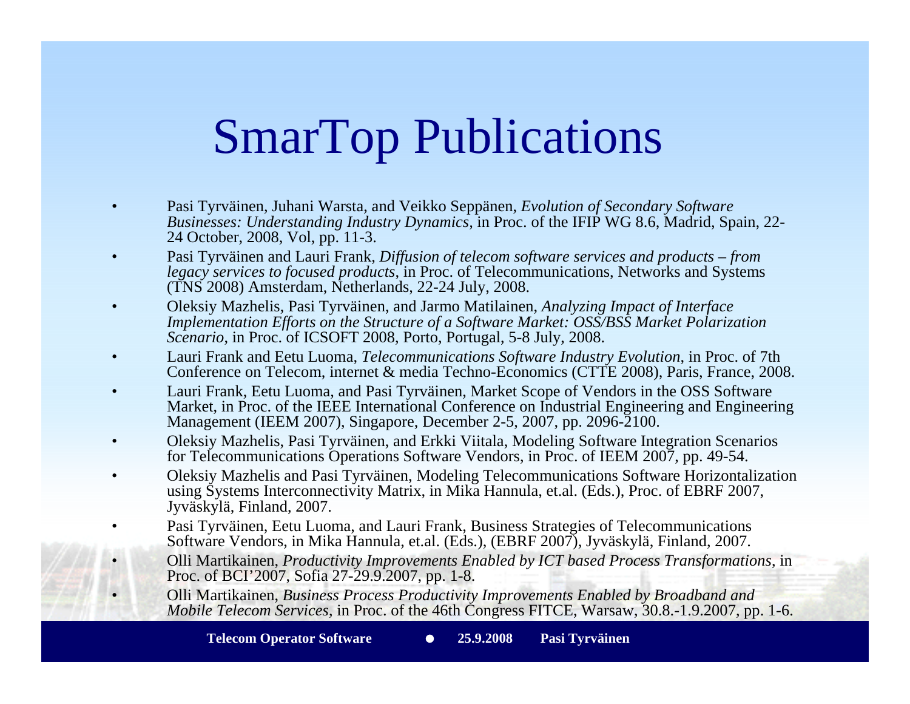# SmarTop Publications

- Pasi Tyrväinen, Juhani Warsta, and Veikko Seppänen, *Evolution of Secondary Software Businesses: Understanding Industry Dynamics*, in Proc. of the IFIP WG 8.6, Madrid, Spain, 22-24 October, 2008, Vol, pp. 11-3.
- Pasi Tyrväinen and Lauri Frank, *Diffusion of telecom software services and products – from legacy services to focused products*, in Proc. of Telecommunications, Networks and Systems (TNS 2008) Amsterdam, Netherlands, 22-24 July, 2008.
- Oleksiy Mazhelis, Pasi Tyrväinen, and Jarmo Matilainen, *Analyzing Impact of Interface Implementation Efforts on the Structure of a Software Market: OSS/BSS Market Polarization Scenario*, in Proc. of ICSOFT 2008, Porto, Portugal, 5-8 July, 2008.
- Lauri Frank and Eetu Luoma, *Telecommunications Software Industry Evolution*, in Proc. of 7th Conference on Telecom, internet & media Techno-Economics (CTTE 2008), Paris, France, 2008.
- Lauri Frank, Eetu Luoma, and Pasi Tyrväinen, Market Scope of Vendors in the OSS Software Market, in Proc. of the IEEE International Conference on Industrial Engineering and Engineering Management (IEEM 2007), Singapore, December 2-5, 2007, pp. 2096-2100.
- Oleksiy Mazhelis, Pasi Tyrväinen, and Erkki Viitala, Modeling Software Integration Scenarios for Telecommunications Operations Software Vendors, in Proc. of IEEM 2007, pp. 49-54.
- Oleksiy Mazhelis and Pasi Tyrväinen, Modeling Telecommunications Software Horizontalization using Systems Interconnectivity Matrix, in Mika Hannula, et.al. (Eds.), Proc. of EBRF 2007, Jyväskylä, Finland, 2007.
- Pasi Tyrväinen, Eetu Luoma, and Lauri Frank, Business Strategies of Telecommunications Software Vendors, in Mika Hannula, et.al. (Eds.), (EBRF 2007), Jyväskylä, Finland, 2007.
- Olli Martikainen, *Productivity Improvements Enabled by ICT based Process Transformations*, in Proc. of BCI'2007, Sofia 27-29.9.2007, pp. 1-8.
- Olli Martikainen, *Business Process Productivity Improvements Enabled by Broadband and Mobile Telecom Services*, in Proc. of the 46th Congress FITCE, Warsaw, 30.8.-1.9.2007, pp. 1-6.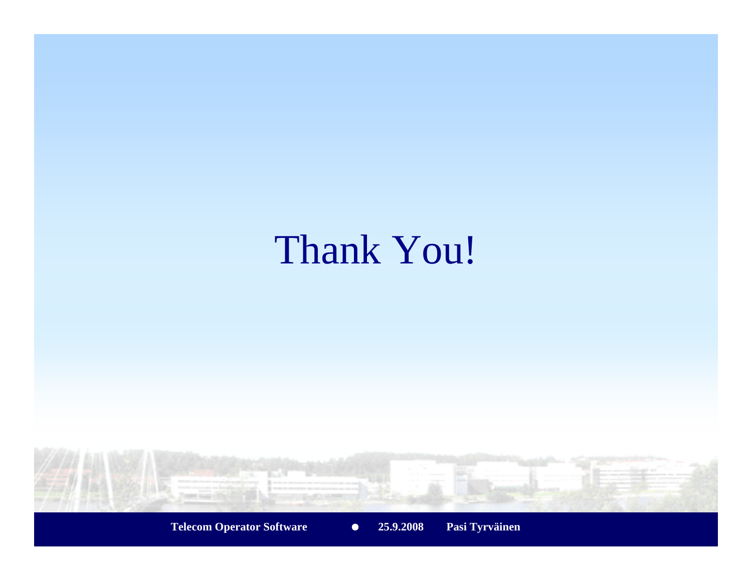# Thank You!